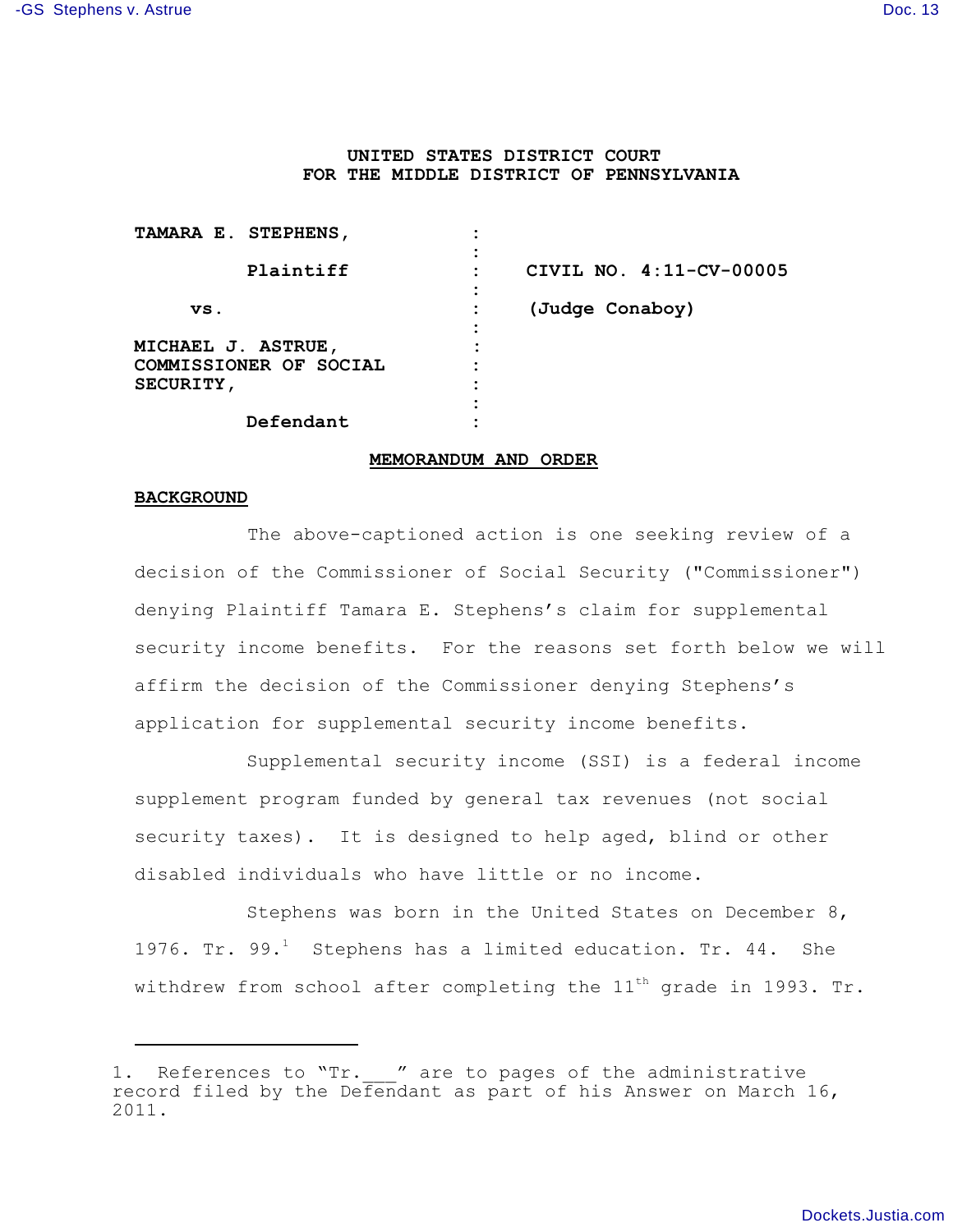**UNITED STATES DISTRICT COURT**
**FOR THE MIDDLE DISTRICT OF PENNSYLVANIA**

| | | |
|---|---|---|
| **TAMARA E. STEPHENS,** | : | |
| **Plaintiff** | : | **CIVIL NO. 4:11-CV-00005** |
| **vs.** | : | **(Judge Conaboy)** |
| **MICHAEL J. ASTRUE, COMMISSIONER OF SOCIAL SECURITY,** | : | |
| **Defendant** | : | |

**MEMORANDUM AND ORDER**

**BACKGROUND**

The above-captioned action is one seeking review of a decision of the Commissioner of Social Security ("Commissioner") denying Plaintiff Tamara E. Stephens's claim for supplemental security income benefits. For the reasons set forth below we will affirm the decision of the Commissioner denying Stephens's application for supplemental security income benefits.

Supplemental security income (SSI) is a federal income supplement program funded by general tax revenues (not social security taxes). It is designed to help aged, blind or other disabled individuals who have little or no income.

Stephens was born in the United States on December 8, 1976. Tr. 99.[1] Stephens has a limited education. Tr. 44. She withdrew from school after completing the 11th grade in 1993. Tr.

---

1. References to "Tr.___" are to pages of the administrative record filed by the Defendant as part of his Answer on March 16, 2011.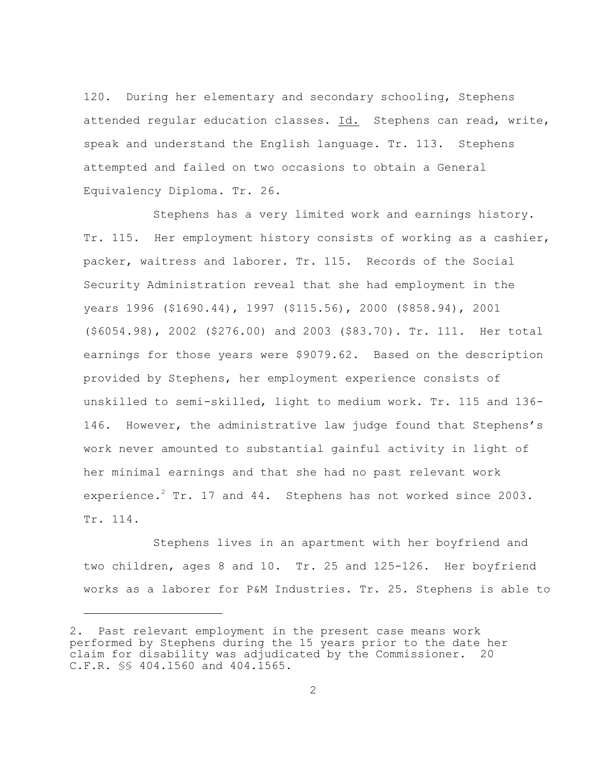120. During her elementary and secondary schooling, Stephens attended regular education classes. Id. Stephens can read, write, speak and understand the English language. Tr. 113. Stephens attempted and failed on two occasions to obtain a General Equivalency Diploma. Tr. 26.

Stephens has a very limited work and earnings history. Tr. 115. Her employment history consists of working as a cashier, packer, waitress and laborer. Tr. 115. Records of the Social Security Administration reveal that she had employment in the years 1996 ($1690.44), 1997 ($115.56), 2000 ($858.94), 2001 ($6054.98), 2002 ($276.00) and 2003 ($83.70). Tr. 111. Her total earnings for those years were $9079.62. Based on the description provided by Stephens, her employment experience consists of unskilled to semi-skilled, light to medium work. Tr. 115 and 136-146. However, the administrative law judge found that Stephens's work never amounted to substantial gainful activity in light of her minimal earnings and that she had no past relevant work experience.[2] Tr. 17 and 44. Stephens has not worked since 2003. Tr. 114.

Stephens lives in an apartment with her boyfriend and two children, ages 8 and 10. Tr. 25 and 125-126. Her boyfriend works as a laborer for P&M Industries. Tr. 25. Stephens is able to

---

2. Past relevant employment in the present case means work performed by Stephens during the 15 years prior to the date her claim for disability was adjudicated by the Commissioner. 20 C.F.R. §§ 404.1560 and 404.1565.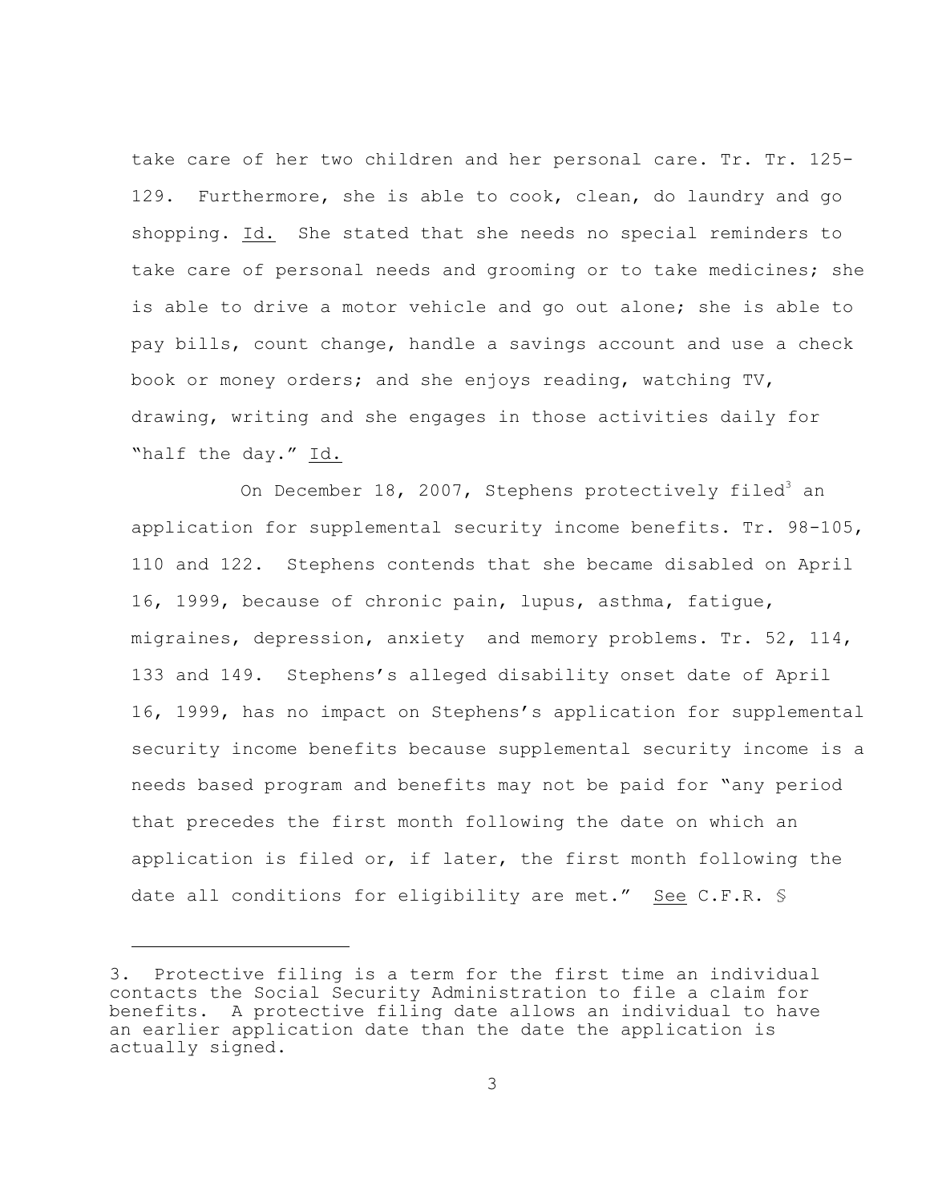take care of her two children and her personal care. Tr. Tr. 125-129. Furthermore, she is able to cook, clean, do laundry and go shopping. Id. She stated that she needs no special reminders to take care of personal needs and grooming or to take medicines; she is able to drive a motor vehicle and go out alone; she is able to pay bills, count change, handle a savings account and use a check book or money orders; and she enjoys reading, watching TV, drawing, writing and she engages in those activities daily for "half the day." Id.

On December 18, 2007, Stephens protectively filed[3] an application for supplemental security income benefits. Tr. 98-105, 110 and 122. Stephens contends that she became disabled on April 16, 1999, because of chronic pain, lupus, asthma, fatigue, migraines, depression, anxiety and memory problems. Tr. 52, 114, 133 and 149. Stephens's alleged disability onset date of April 16, 1999, has no impact on Stephens's application for supplemental security income benefits because supplemental security income is a needs based program and benefits may not be paid for "any period that precedes the first month following the date on which an application is filed or, if later, the first month following the date all conditions for eligibility are met." See C.F.R. §

---

3. Protective filing is a term for the first time an individual contacts the Social Security Administration to file a claim for benefits. A protective filing date allows an individual to have an earlier application date than the date the application is actually signed.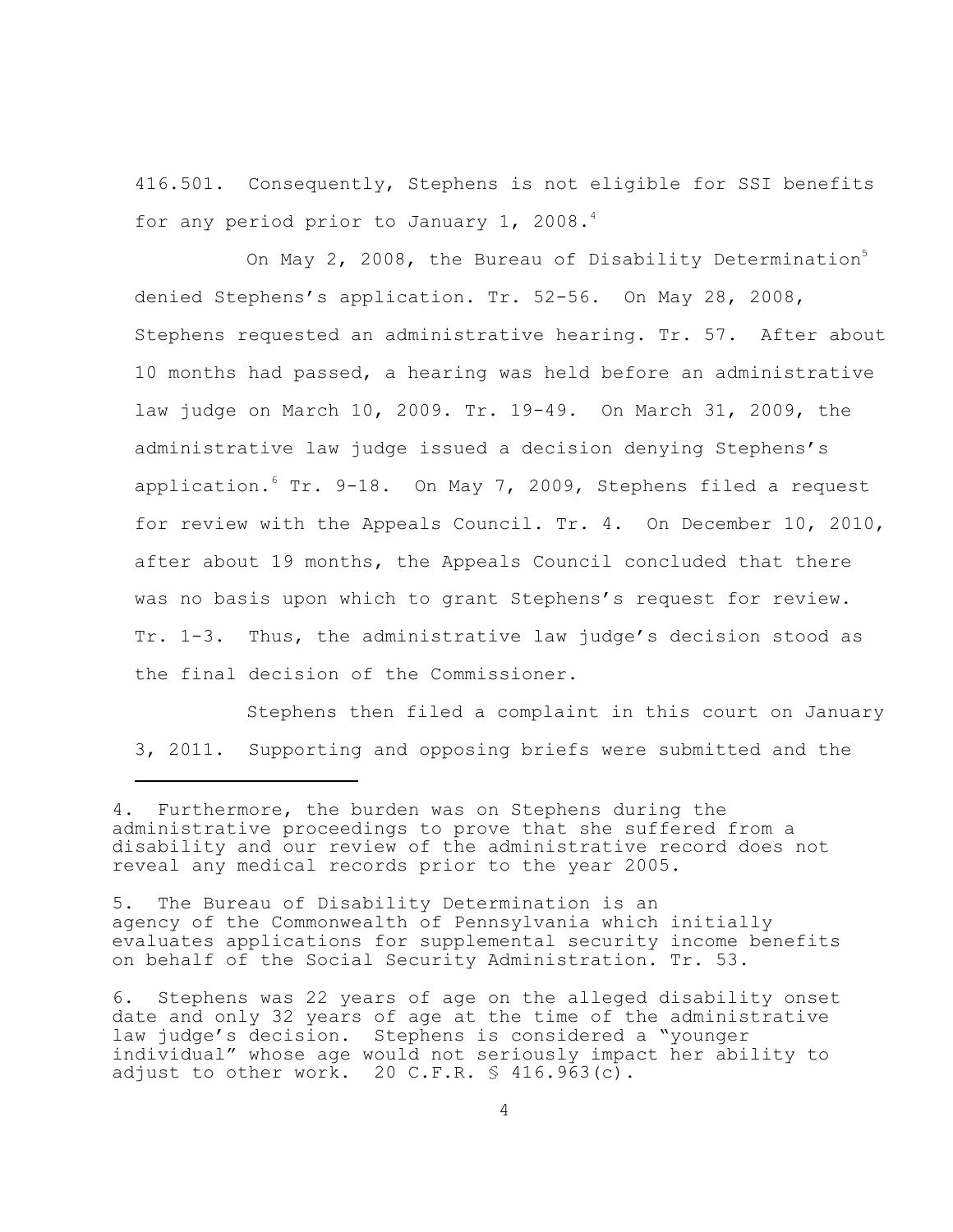416.501. Consequently, Stephens is not eligible for SSI benefits for any period prior to January 1, 2008.[4]

On May 2, 2008, the Bureau of Disability Determination[5] denied Stephens's application. Tr. 52-56. On May 28, 2008, Stephens requested an administrative hearing. Tr. 57. After about 10 months had passed, a hearing was held before an administrative law judge on March 10, 2009. Tr. 19-49. On March 31, 2009, the administrative law judge issued a decision denying Stephens's application.[6] Tr. 9-18. On May 7, 2009, Stephens filed a request for review with the Appeals Council. Tr. 4. On December 10, 2010, after about 19 months, the Appeals Council concluded that there was no basis upon which to grant Stephens's request for review. Tr. 1-3. Thus, the administrative law judge's decision stood as the final decision of the Commissioner.

Stephens then filed a complaint in this court on January 3, 2011. Supporting and opposing briefs were submitted and the

---

4. Furthermore, the burden was on Stephens during the administrative proceedings to prove that she suffered from a disability and our review of the administrative record does not reveal any medical records prior to the year 2005.

5. The Bureau of Disability Determination is an agency of the Commonwealth of Pennsylvania which initially evaluates applications for supplemental security income benefits on behalf of the Social Security Administration. Tr. 53.

6. Stephens was 22 years of age on the alleged disability onset date and only 32 years of age at the time of the administrative law judge's decision. Stephens is considered a "younger individual" whose age would not seriously impact her ability to adjust to other work. 20 C.F.R. § 416.963(c).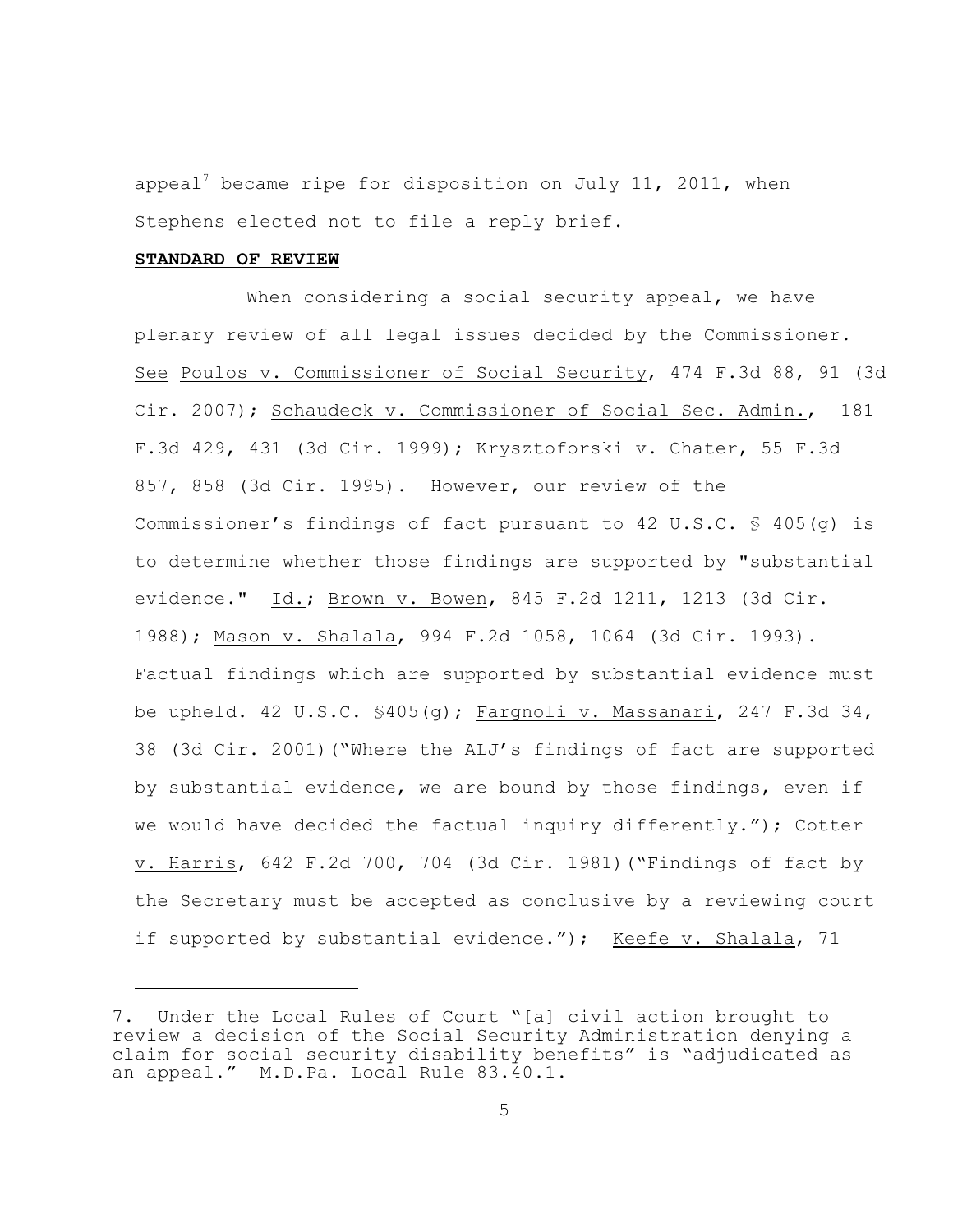appeal[7] became ripe for disposition on July 11, 2011, when Stephens elected not to file a reply brief.

**STANDARD OF REVIEW**

When considering a social security appeal, we have plenary review of all legal issues decided by the Commissioner. See Poulos v. Commissioner of Social Security, 474 F.3d 88, 91 (3d Cir. 2007); Schaudeck v. Commissioner of Social Sec. Admin., 181 F.3d 429, 431 (3d Cir. 1999); Krysztoforski v. Chater, 55 F.3d 857, 858 (3d Cir. 1995). However, our review of the Commissioner's findings of fact pursuant to 42 U.S.C. § 405(g) is to determine whether those findings are supported by "substantial evidence." Id.; Brown v. Bowen, 845 F.2d 1211, 1213 (3d Cir. 1988); Mason v. Shalala, 994 F.2d 1058, 1064 (3d Cir. 1993). Factual findings which are supported by substantial evidence must be upheld. 42 U.S.C. §405(g); Fargnoli v. Massanari, 247 F.3d 34, 38 (3d Cir. 2001)("Where the ALJ's findings of fact are supported by substantial evidence, we are bound by those findings, even if we would have decided the factual inquiry differently."); Cotter v. Harris, 642 F.2d 700, 704 (3d Cir. 1981)("Findings of fact by the Secretary must be accepted as conclusive by a reviewing court if supported by substantial evidence."); Keefe v. Shalala, 71

---

7. Under the Local Rules of Court "[a] civil action brought to review a decision of the Social Security Administration denying a claim for social security disability benefits" is "adjudicated as an appeal." M.D.Pa. Local Rule 83.40.1.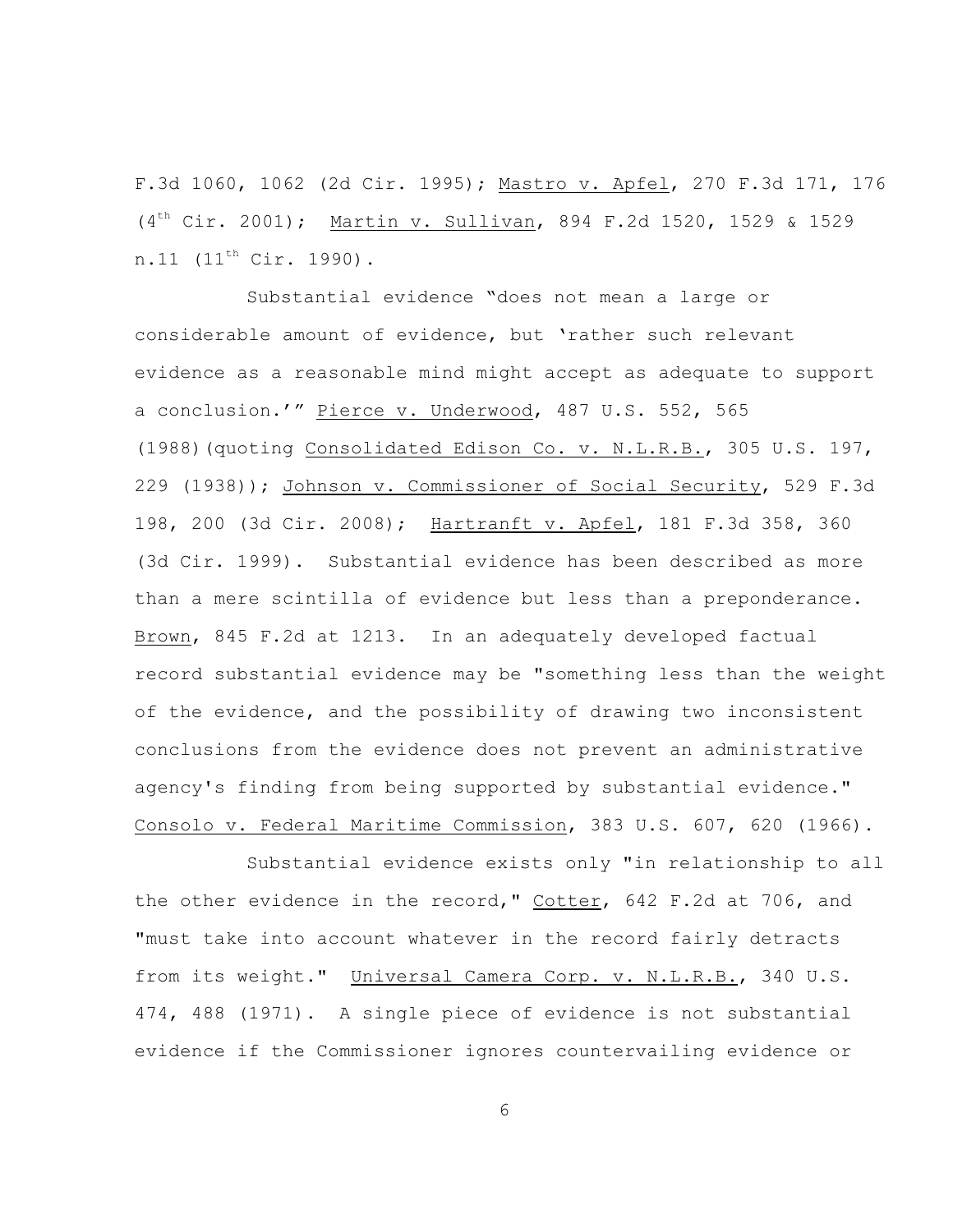F.3d 1060, 1062 (2d Cir. 1995); Mastro v. Apfel, 270 F.3d 171, 176 (4th Cir. 2001); Martin v. Sullivan, 894 F.2d 1520, 1529 & 1529 n.11 (11th Cir. 1990).

Substantial evidence "does not mean a large or considerable amount of evidence, but 'rather such relevant evidence as a reasonable mind might accept as adequate to support a conclusion.'" Pierce v. Underwood, 487 U.S. 552, 565 (1988)(quoting Consolidated Edison Co. v. N.L.R.B., 305 U.S. 197, 229 (1938)); Johnson v. Commissioner of Social Security, 529 F.3d 198, 200 (3d Cir. 2008); Hartranft v. Apfel, 181 F.3d 358, 360 (3d Cir. 1999). Substantial evidence has been described as more than a mere scintilla of evidence but less than a preponderance. Brown, 845 F.2d at 1213. In an adequately developed factual record substantial evidence may be "something less than the weight of the evidence, and the possibility of drawing two inconsistent conclusions from the evidence does not prevent an administrative agency's finding from being supported by substantial evidence." Consolo v. Federal Maritime Commission, 383 U.S. 607, 620 (1966).

Substantial evidence exists only "in relationship to all the other evidence in the record," Cotter, 642 F.2d at 706, and "must take into account whatever in the record fairly detracts from its weight." Universal Camera Corp. v. N.L.R.B., 340 U.S. 474, 488 (1971). A single piece of evidence is not substantial evidence if the Commissioner ignores countervailing evidence or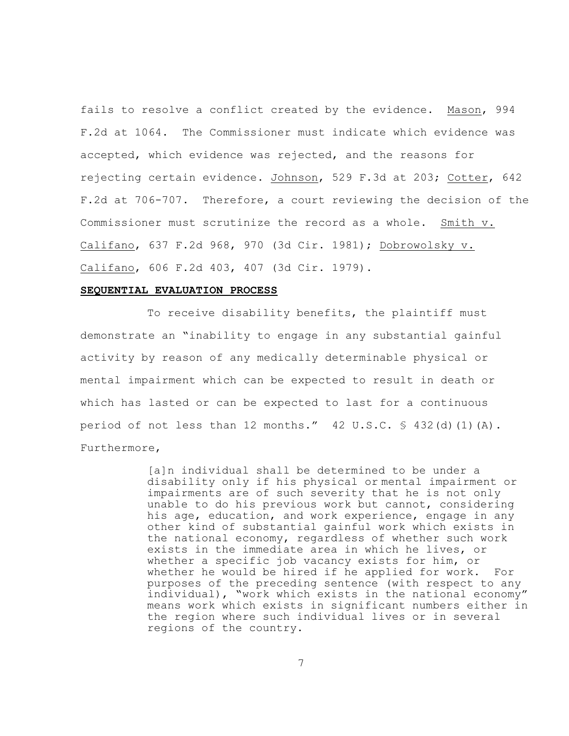fails to resolve a conflict created by the evidence. Mason, 994 F.2d at 1064. The Commissioner must indicate which evidence was accepted, which evidence was rejected, and the reasons for rejecting certain evidence. Johnson, 529 F.3d at 203; Cotter, 642 F.2d at 706-707. Therefore, a court reviewing the decision of the Commissioner must scrutinize the record as a whole. Smith v. Califano, 637 F.2d 968, 970 (3d Cir. 1981); Dobrowolsky v. Califano, 606 F.2d 403, 407 (3d Cir. 1979).

**SEQUENTIAL EVALUATION PROCESS**

To receive disability benefits, the plaintiff must demonstrate an "inability to engage in any substantial gainful activity by reason of any medically determinable physical or mental impairment which can be expected to result in death or which has lasted or can be expected to last for a continuous period of not less than 12 months." 42 U.S.C. § 432(d)(1)(A). Furthermore,

> [a]n individual shall be determined to be under a disability only if his physical or mental impairment or impairments are of such severity that he is not only unable to do his previous work but cannot, considering his age, education, and work experience, engage in any other kind of substantial gainful work which exists in the national economy, regardless of whether such work exists in the immediate area in which he lives, or whether a specific job vacancy exists for him, or whether he would be hired if he applied for work. For purposes of the preceding sentence (with respect to any individual), "work which exists in the national economy" means work which exists in significant numbers either in the region where such individual lives or in several regions of the country.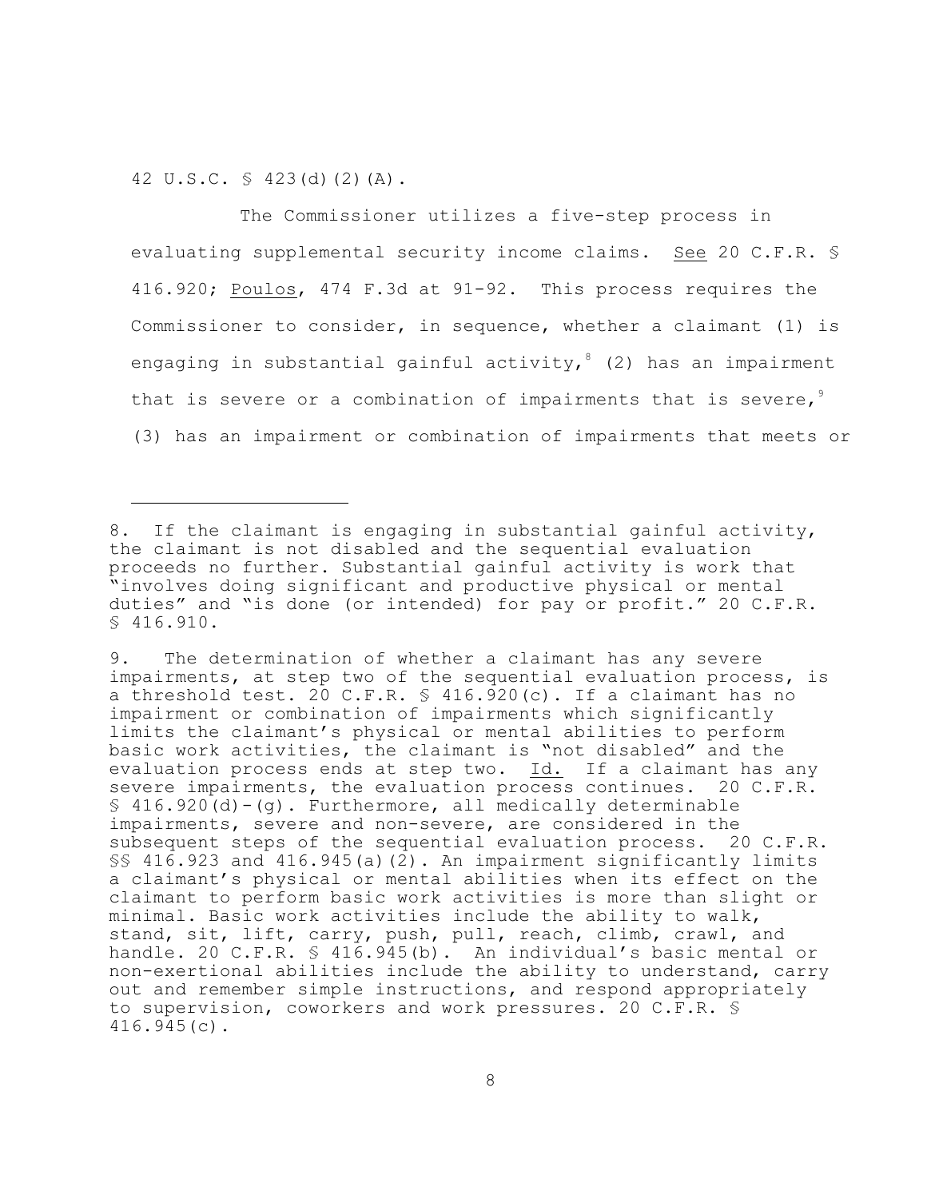42 U.S.C. § 423(d)(2)(A).

The Commissioner utilizes a five-step process in evaluating supplemental security income claims. See 20 C.F.R. § 416.920; Poulos, 474 F.3d at 91-92. This process requires the Commissioner to consider, in sequence, whether a claimant (1) is engaging in substantial gainful activity,[8] (2) has an impairment that is severe or a combination of impairments that is severe,[9] (3) has an impairment or combination of impairments that meets or

---

8. If the claimant is engaging in substantial gainful activity, the claimant is not disabled and the sequential evaluation proceeds no further. Substantial gainful activity is work that "involves doing significant and productive physical or mental duties" and "is done (or intended) for pay or profit." 20 C.F.R. § 416.910.

9. The determination of whether a claimant has any severe impairments, at step two of the sequential evaluation process, is a threshold test. 20 C.F.R. § 416.920(c). If a claimant has no impairment or combination of impairments which significantly limits the claimant's physical or mental abilities to perform basic work activities, the claimant is "not disabled" and the evaluation process ends at step two. Id. If a claimant has any severe impairments, the evaluation process continues. 20 C.F.R. § 416.920(d)-(g). Furthermore, all medically determinable impairments, severe and non-severe, are considered in the subsequent steps of the sequential evaluation process. 20 C.F.R. §§ 416.923 and 416.945(a)(2). An impairment significantly limits a claimant's physical or mental abilities when its effect on the claimant to perform basic work activities is more than slight or minimal. Basic work activities include the ability to walk, stand, sit, lift, carry, push, pull, reach, climb, crawl, and handle. 20 C.F.R. § 416.945(b). An individual's basic mental or non-exertional abilities include the ability to understand, carry out and remember simple instructions, and respond appropriately to supervision, coworkers and work pressures. 20 C.F.R. § 416.945(c).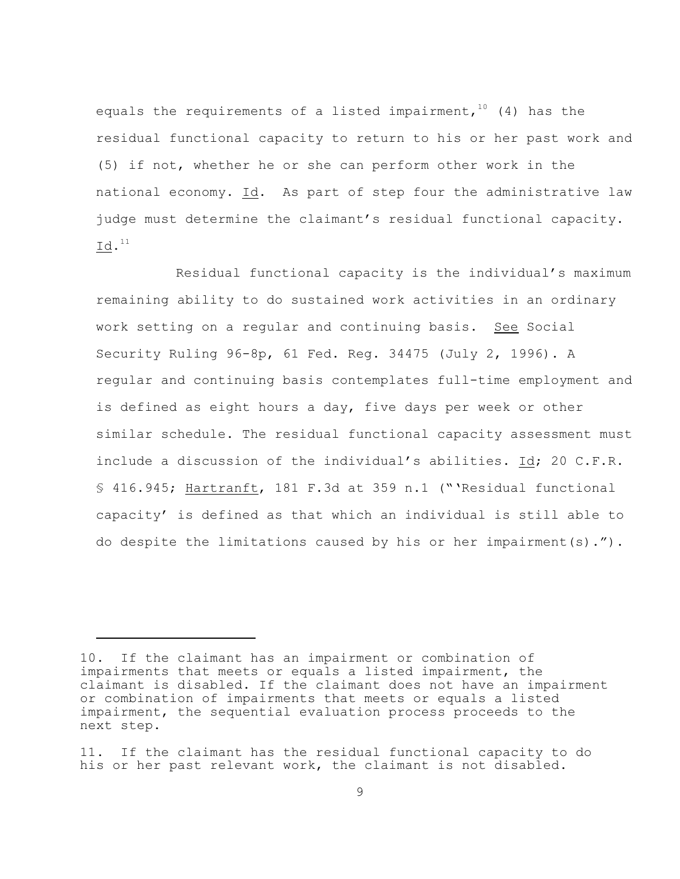equals the requirements of a listed impairment,[10] (4) has the residual functional capacity to return to his or her past work and (5) if not, whether he or she can perform other work in the national economy. Id. As part of step four the administrative law judge must determine the claimant's residual functional capacity. Id.[11]

Residual functional capacity is the individual's maximum remaining ability to do sustained work activities in an ordinary work setting on a regular and continuing basis. See Social Security Ruling 96-8p, 61 Fed. Reg. 34475 (July 2, 1996). A regular and continuing basis contemplates full-time employment and is defined as eight hours a day, five days per week or other similar schedule. The residual functional capacity assessment must include a discussion of the individual's abilities. Id; 20 C.F.R. § 416.945; Hartranft, 181 F.3d at 359 n.1 ("'Residual functional capacity' is defined as that which an individual is still able to do despite the limitations caused by his or her impairment(s).").

---

10. If the claimant has an impairment or combination of impairments that meets or equals a listed impairment, the claimant is disabled. If the claimant does not have an impairment or combination of impairments that meets or equals a listed impairment, the sequential evaluation process proceeds to the next step.

11. If the claimant has the residual functional capacity to do his or her past relevant work, the claimant is not disabled.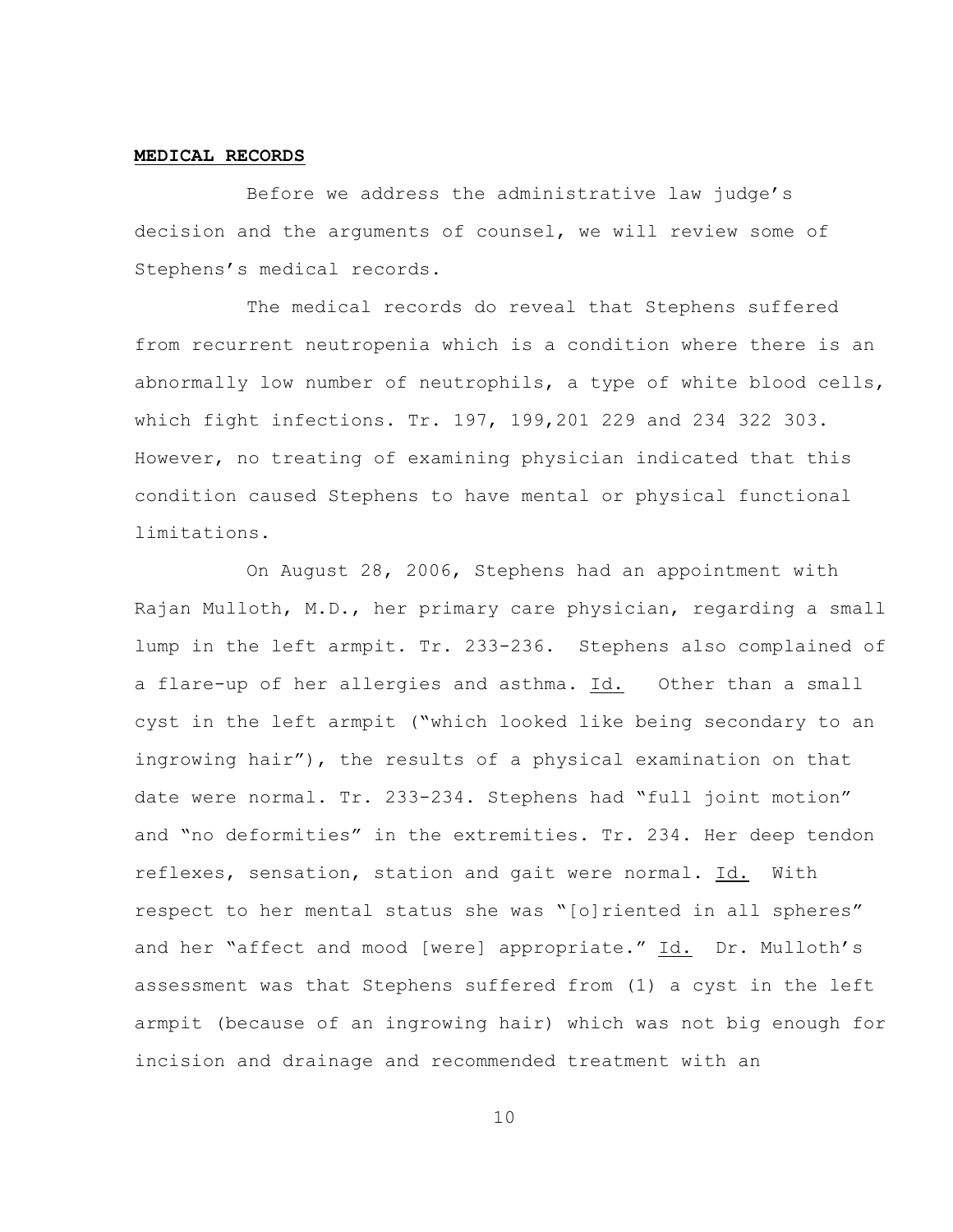**MEDICAL RECORDS**

Before we address the administrative law judge's decision and the arguments of counsel, we will review some of Stephens's medical records.

The medical records do reveal that Stephens suffered from recurrent neutropenia which is a condition where there is an abnormally low number of neutrophils, a type of white blood cells, which fight infections. Tr. 197, 199,201 229 and 234 322 303. However, no treating of examining physician indicated that this condition caused Stephens to have mental or physical functional limitations.

On August 28, 2006, Stephens had an appointment with Rajan Mulloth, M.D., her primary care physician, regarding a small lump in the left armpit. Tr. 233-236. Stephens also complained of a flare-up of her allergies and asthma. Id. Other than a small cyst in the left armpit ("which looked like being secondary to an ingrowing hair"), the results of a physical examination on that date were normal. Tr. 233-234. Stephens had "full joint motion" and "no deformities" in the extremities. Tr. 234. Her deep tendon reflexes, sensation, station and gait were normal. Id. With respect to her mental status she was "[o]riented in all spheres" and her "affect and mood [were] appropriate." Id. Dr. Mulloth's assessment was that Stephens suffered from (1) a cyst in the left armpit (because of an ingrowing hair) which was not big enough for incision and drainage and recommended treatment with an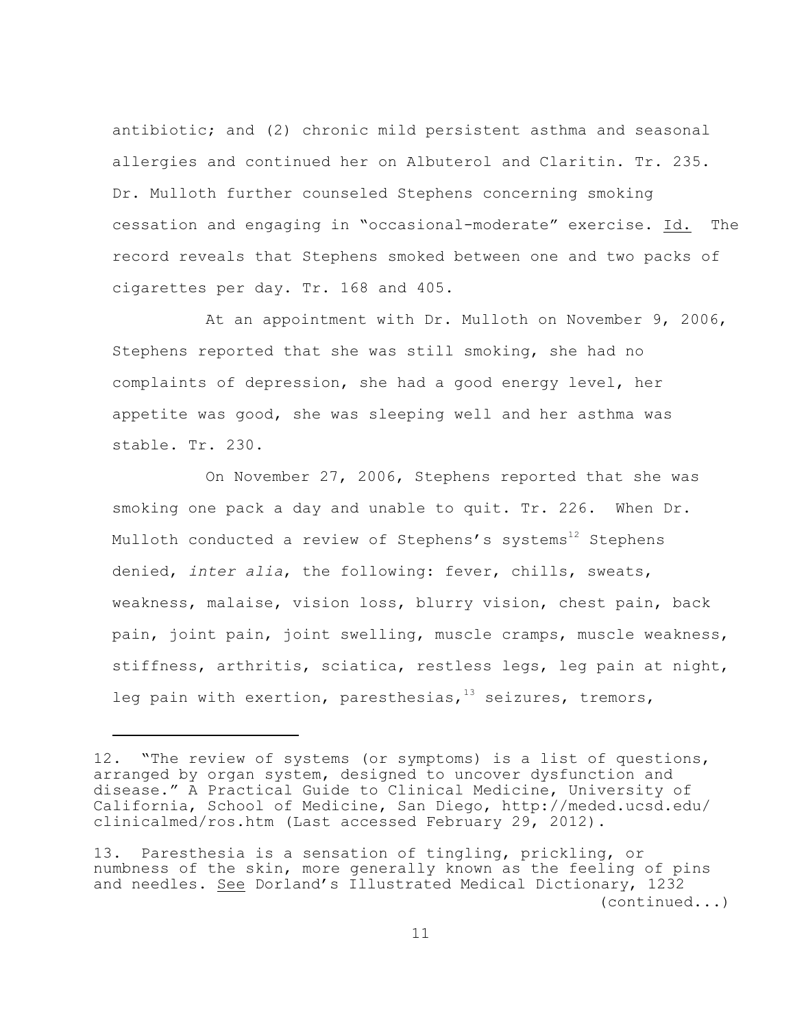antibiotic; and (2) chronic mild persistent asthma and seasonal allergies and continued her on Albuterol and Claritin. Tr. 235. Dr. Mulloth further counseled Stephens concerning smoking cessation and engaging in "occasional-moderate" exercise. Id. The record reveals that Stephens smoked between one and two packs of cigarettes per day. Tr. 168 and 405.

At an appointment with Dr. Mulloth on November 9, 2006, Stephens reported that she was still smoking, she had no complaints of depression, she had a good energy level, her appetite was good, she was sleeping well and her asthma was stable. Tr. 230.

On November 27, 2006, Stephens reported that she was smoking one pack a day and unable to quit. Tr. 226. When Dr. Mulloth conducted a review of Stephens's systems[12] Stephens denied, *inter alia*, the following: fever, chills, sweats, weakness, malaise, vision loss, blurry vision, chest pain, back pain, joint pain, joint swelling, muscle cramps, muscle weakness, stiffness, arthritis, sciatica, restless legs, leg pain at night, leg pain with exertion, paresthesias,[13] seizures, tremors,

---

12. "The review of systems (or symptoms) is a list of questions, arranged by organ system, designed to uncover dysfunction and disease." A Practical Guide to Clinical Medicine, University of California, School of Medicine, San Diego, http://meded.ucsd.edu/clinicalmed/ros.htm (Last accessed February 29, 2012).

13. Paresthesia is a sensation of tingling, prickling, or numbness of the skin, more generally known as the feeling of pins and needles. See Dorland's Illustrated Medical Dictionary, 1232 (continued...)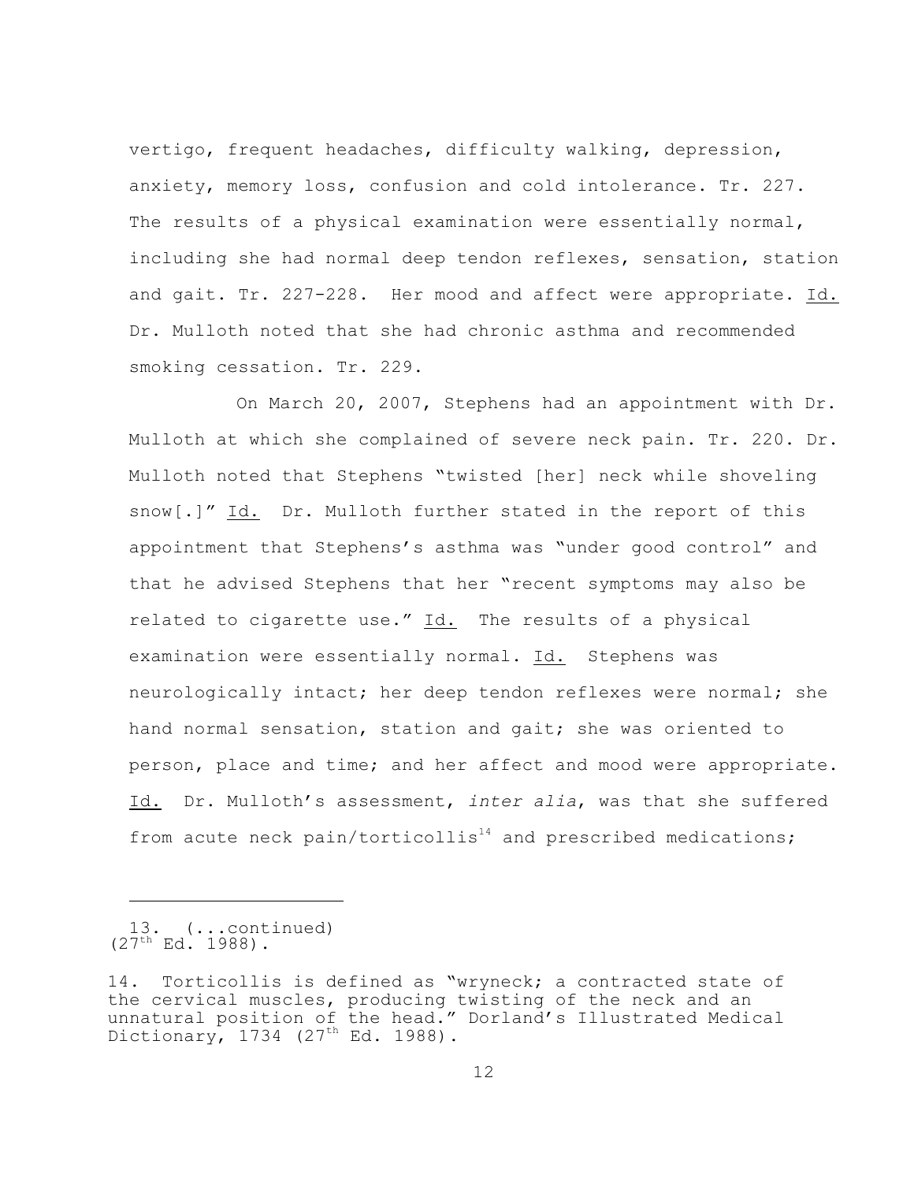vertigo, frequent headaches, difficulty walking, depression, anxiety, memory loss, confusion and cold intolerance. Tr. 227. The results of a physical examination were essentially normal, including she had normal deep tendon reflexes, sensation, station and gait. Tr. 227-228. Her mood and affect were appropriate. Id. Dr. Mulloth noted that she had chronic asthma and recommended smoking cessation. Tr. 229.

On March 20, 2007, Stephens had an appointment with Dr. Mulloth at which she complained of severe neck pain. Tr. 220. Dr. Mulloth noted that Stephens "twisted [her] neck while shoveling snow[.]" Id. Dr. Mulloth further stated in the report of this appointment that Stephens's asthma was "under good control" and that he advised Stephens that her "recent symptoms may also be related to cigarette use." Id. The results of a physical examination were essentially normal. Id. Stephens was neurologically intact; her deep tendon reflexes were normal; she hand normal sensation, station and gait; she was oriented to person, place and time; and her affect and mood were appropriate. Id. Dr. Mulloth's assessment, *inter alia*, was that she suffered from acute neck pain/torticollis[14] and prescribed medications;

---

13. (...continued) (27th Ed. 1988).

14. Torticollis is defined as "wryneck; a contracted state of the cervical muscles, producing twisting of the neck and an unnatural position of the head." Dorland's Illustrated Medical Dictionary, 1734 (27th Ed. 1988).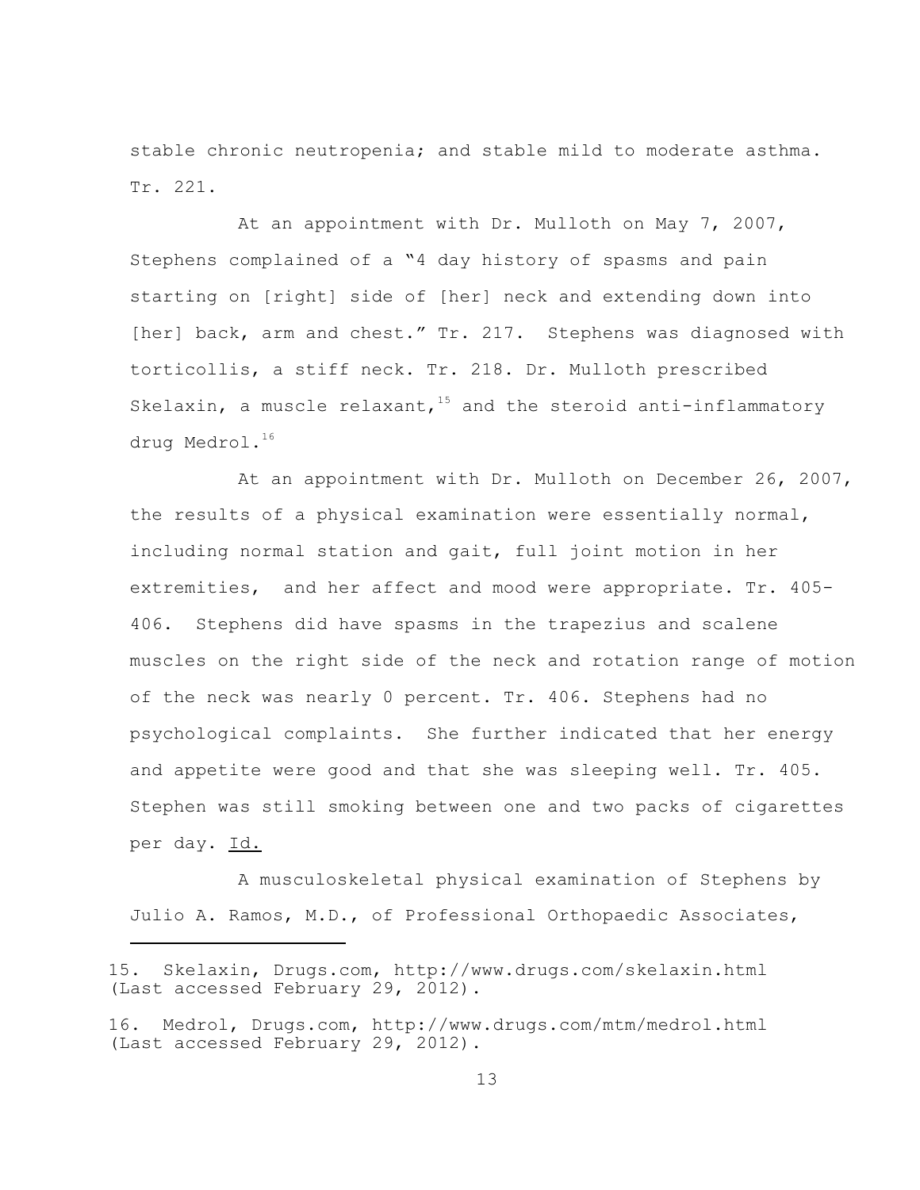stable chronic neutropenia; and stable mild to moderate asthma. Tr. 221.

At an appointment with Dr. Mulloth on May 7, 2007, Stephens complained of a "4 day history of spasms and pain starting on [right] side of [her] neck and extending down into [her] back, arm and chest." Tr. 217. Stephens was diagnosed with torticollis, a stiff neck. Tr. 218. Dr. Mulloth prescribed Skelaxin, a muscle relaxant,[15] and the steroid anti-inflammatory drug Medrol.[16]

At an appointment with Dr. Mulloth on December 26, 2007, the results of a physical examination were essentially normal, including normal station and gait, full joint motion in her extremities, and her affect and mood were appropriate. Tr. 405-406. Stephens did have spasms in the trapezius and scalene muscles on the right side of the neck and rotation range of motion of the neck was nearly 0 percent. Tr. 406. Stephens had no psychological complaints. She further indicated that her energy and appetite were good and that she was sleeping well. Tr. 405. Stephen was still smoking between one and two packs of cigarettes per day. Id.

A musculoskeletal physical examination of Stephens by Julio A. Ramos, M.D., of Professional Orthopaedic Associates,

---

15. Skelaxin, Drugs.com, http://www.drugs.com/skelaxin.html (Last accessed February 29, 2012).

16. Medrol, Drugs.com, http://www.drugs.com/mtm/medrol.html (Last accessed February 29, 2012).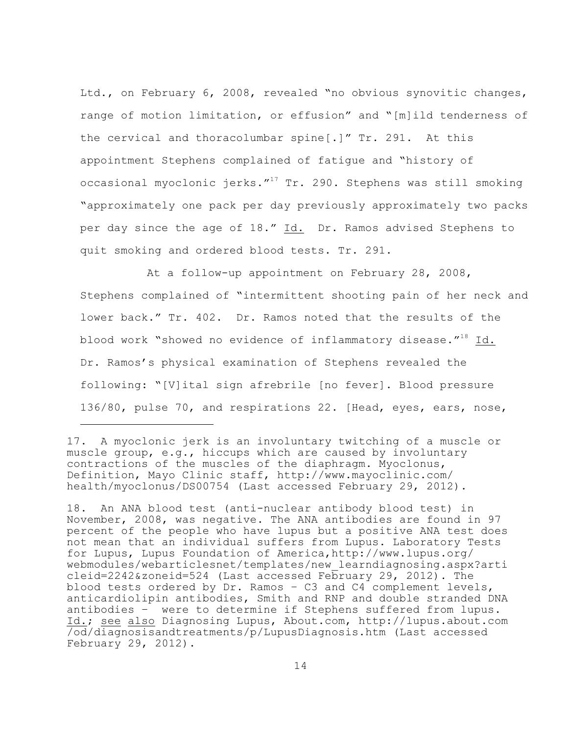Ltd., on February 6, 2008, revealed "no obvious synovitic changes, range of motion limitation, or effusion" and "[m]ild tenderness of the cervical and thoracolumbar spine[.]" Tr. 291. At this appointment Stephens complained of fatigue and "history of occasional myoclonic jerks."[17] Tr. 290. Stephens was still smoking "approximately one pack per day previously approximately two packs per day since the age of 18." Id. Dr. Ramos advised Stephens to quit smoking and ordered blood tests. Tr. 291.

At a follow-up appointment on February 28, 2008, Stephens complained of "intermittent shooting pain of her neck and lower back." Tr. 402. Dr. Ramos noted that the results of the blood work "showed no evidence of inflammatory disease."[18] Id. Dr. Ramos's physical examination of Stephens revealed the following: "[V]ital sign afrebrile [no fever]. Blood pressure 136/80, pulse 70, and respirations 22. [Head, eyes, ears, nose,

---

17. A myoclonic jerk is an involuntary twitching of a muscle or muscle group, e.g., hiccups which are caused by involuntary contractions of the muscles of the diaphragm. Myoclonus, Definition, Mayo Clinic staff, http://www.mayoclinic.com/health/myoclonus/DS00754 (Last accessed February 29, 2012).

18. An ANA blood test (anti-nuclear antibody blood test) in November, 2008, was negative. The ANA antibodies are found in 97 percent of the people who have lupus but a positive ANA test does not mean that an individual suffers from Lupus. Laboratory Tests for Lupus, Lupus Foundation of America,http://www.lupus.org/webmodules/webarticlesnet/templates/new_learndiagnosing.aspx?articleid=2242&zoneid=524 (Last accessed February 29, 2012). The blood tests ordered by Dr. Ramos – C3 and C4 complement levels, anticardiolipin antibodies, Smith and RNP and double stranded DNA antibodies – were to determine if Stephens suffered from lupus. Id.; see also Diagnosing Lupus, About.com, http://lupus.about.com/od/diagnosisandtreatments/p/LupusDiagnosis.htm (Last accessed February 29, 2012).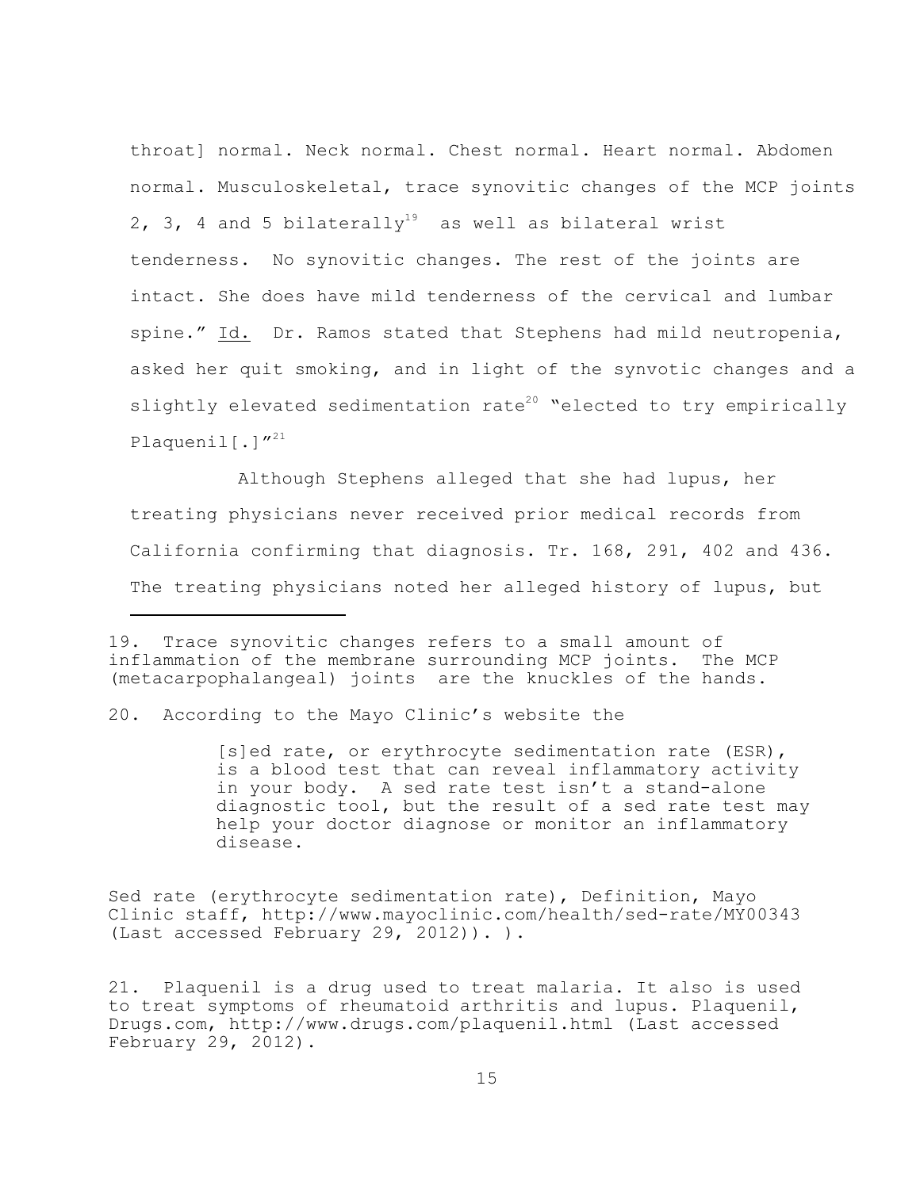throat] normal. Neck normal. Chest normal. Heart normal. Abdomen normal. Musculoskeletal, trace synovitic changes of the MCP joints 2, 3, 4 and 5 bilaterally[19] as well as bilateral wrist tenderness. No synovitic changes. The rest of the joints are intact. She does have mild tenderness of the cervical and lumbar spine." Id. Dr. Ramos stated that Stephens had mild neutropenia, asked her quit smoking, and in light of the synvotic changes and a slightly elevated sedimentation rate[20] "elected to try empirically Plaquenil[.]"[21]

Although Stephens alleged that she had lupus, her treating physicians never received prior medical records from California confirming that diagnosis. Tr. 168, 291, 402 and 436. The treating physicians noted her alleged history of lupus, but

---

19. Trace synovitic changes refers to a small amount of inflammation of the membrane surrounding MCP joints. The MCP (metacarpophalangeal) joints are the knuckles of the hands.

20. According to the Mayo Clinic's website the

> [s]ed rate, or erythrocyte sedimentation rate (ESR), is a blood test that can reveal inflammatory activity in your body. A sed rate test isn't a stand-alone diagnostic tool, but the result of a sed rate test may help your doctor diagnose or monitor an inflammatory disease.

Sed rate (erythrocyte sedimentation rate), Definition, Mayo Clinic staff, http://www.mayoclinic.com/health/sed-rate/MY00343 (Last accessed February 29, 2012)). ).

21. Plaquenil is a drug used to treat malaria. It also is used to treat symptoms of rheumatoid arthritis and lupus. Plaquenil, Drugs.com, http://www.drugs.com/plaquenil.html (Last accessed February 29, 2012).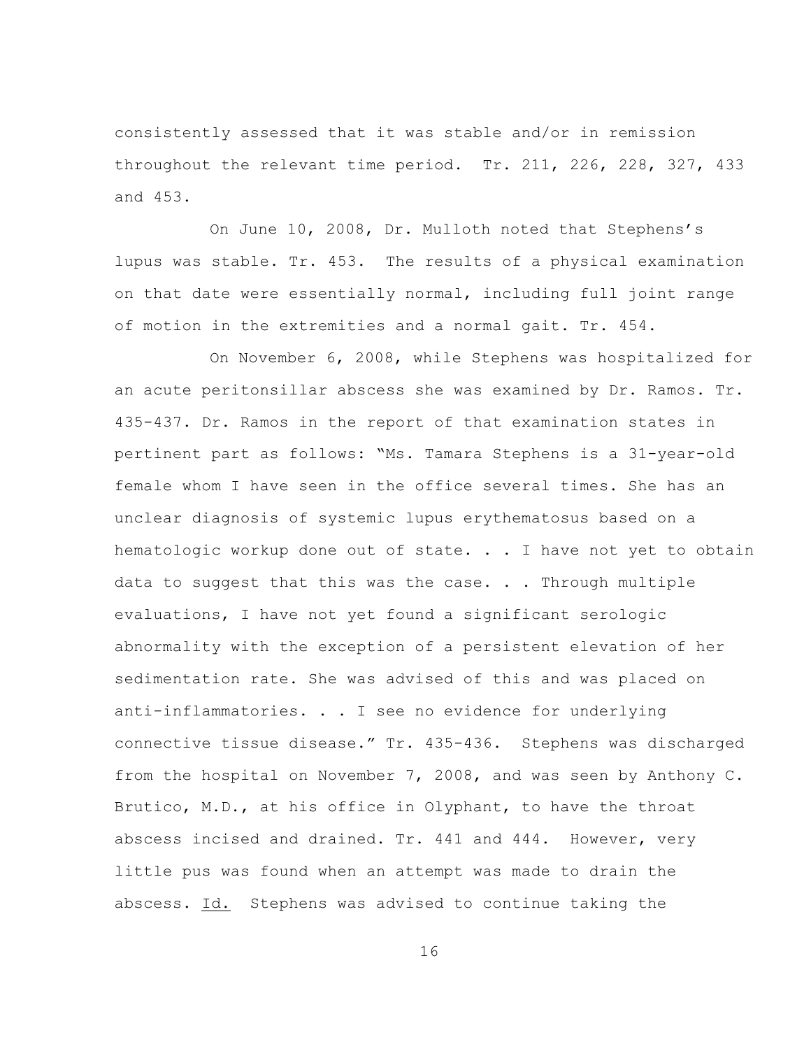consistently assessed that it was stable and/or in remission throughout the relevant time period. Tr. 211, 226, 228, 327, 433 and 453.

On June 10, 2008, Dr. Mulloth noted that Stephens's lupus was stable. Tr. 453. The results of a physical examination on that date were essentially normal, including full joint range of motion in the extremities and a normal gait. Tr. 454.

On November 6, 2008, while Stephens was hospitalized for an acute peritonsillar abscess she was examined by Dr. Ramos. Tr. 435-437. Dr. Ramos in the report of that examination states in pertinent part as follows: "Ms. Tamara Stephens is a 31-year-old female whom I have seen in the office several times. She has an unclear diagnosis of systemic lupus erythematosus based on a hematologic workup done out of state. . . I have not yet to obtain data to suggest that this was the case. . . Through multiple evaluations, I have not yet found a significant serologic abnormality with the exception of a persistent elevation of her sedimentation rate. She was advised of this and was placed on anti-inflammatories. . . I see no evidence for underlying connective tissue disease." Tr. 435-436. Stephens was discharged from the hospital on November 7, 2008, and was seen by Anthony C. Brutico, M.D., at his office in Olyphant, to have the throat abscess incised and drained. Tr. 441 and 444. However, very little pus was found when an attempt was made to drain the abscess. Id. Stephens was advised to continue taking the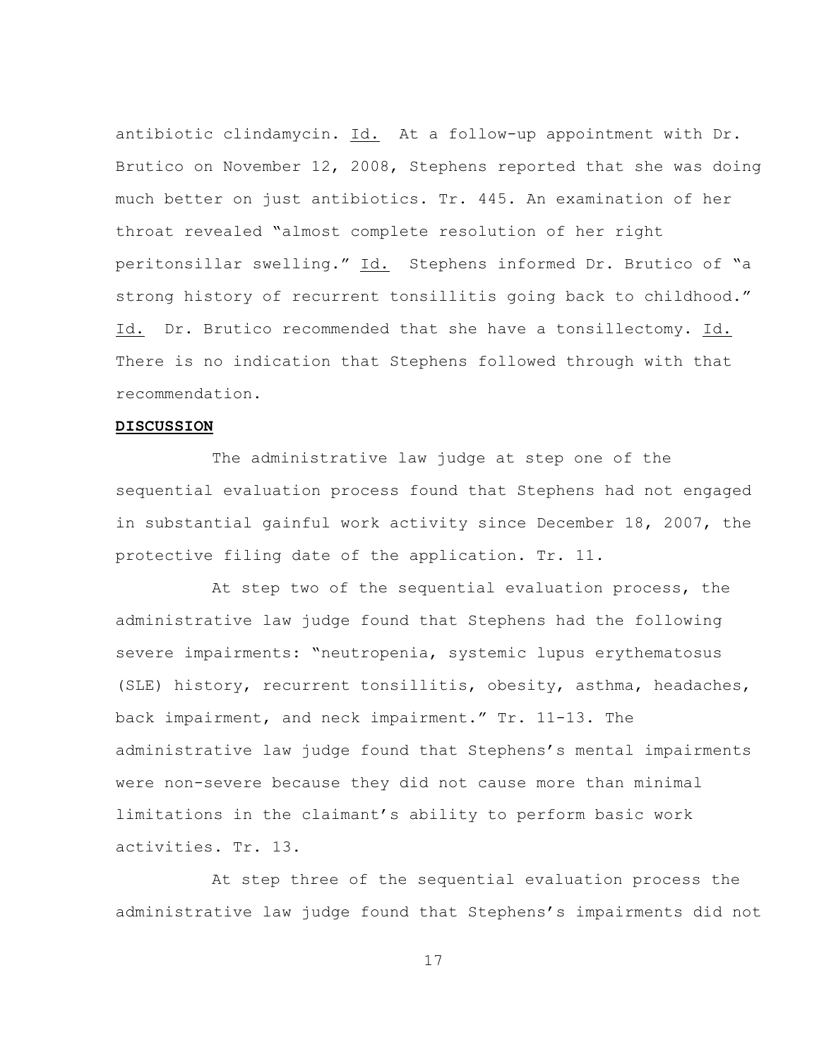antibiotic clindamycin. Id. At a follow-up appointment with Dr. Brutico on November 12, 2008, Stephens reported that she was doing much better on just antibiotics. Tr. 445. An examination of her throat revealed "almost complete resolution of her right peritonsillar swelling." Id. Stephens informed Dr. Brutico of "a strong history of recurrent tonsillitis going back to childhood." Id. Dr. Brutico recommended that she have a tonsillectomy. Id. There is no indication that Stephens followed through with that recommendation.

**DISCUSSION**

The administrative law judge at step one of the sequential evaluation process found that Stephens had not engaged in substantial gainful work activity since December 18, 2007, the protective filing date of the application. Tr. 11.

At step two of the sequential evaluation process, the administrative law judge found that Stephens had the following severe impairments: "neutropenia, systemic lupus erythematosus (SLE) history, recurrent tonsillitis, obesity, asthma, headaches, back impairment, and neck impairment." Tr. 11-13. The administrative law judge found that Stephens's mental impairments were non-severe because they did not cause more than minimal limitations in the claimant's ability to perform basic work activities. Tr. 13.

At step three of the sequential evaluation process the administrative law judge found that Stephens's impairments did not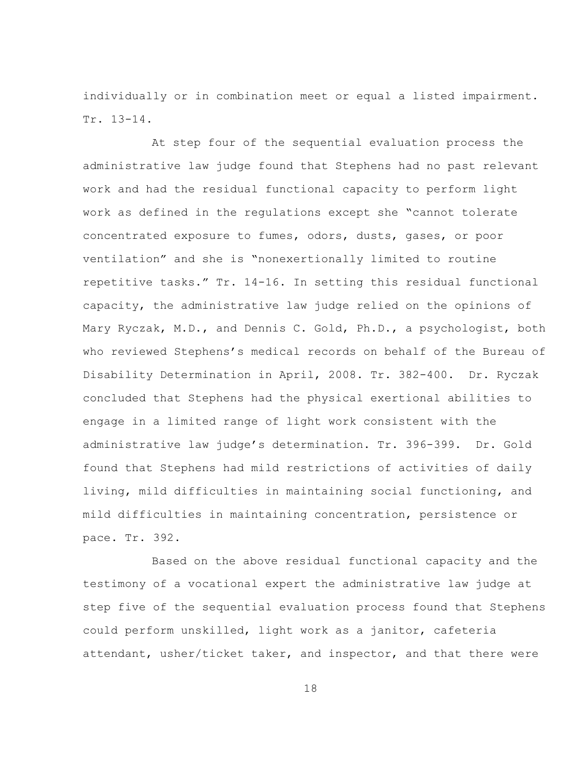individually or in combination meet or equal a listed impairment. Tr. 13-14.

At step four of the sequential evaluation process the administrative law judge found that Stephens had no past relevant work and had the residual functional capacity to perform light work as defined in the regulations except she "cannot tolerate concentrated exposure to fumes, odors, dusts, gases, or poor ventilation" and she is "nonexertionally limited to routine repetitive tasks." Tr. 14-16. In setting this residual functional capacity, the administrative law judge relied on the opinions of Mary Ryczak, M.D., and Dennis C. Gold, Ph.D., a psychologist, both who reviewed Stephens's medical records on behalf of the Bureau of Disability Determination in April, 2008. Tr. 382-400. Dr. Ryczak concluded that Stephens had the physical exertional abilities to engage in a limited range of light work consistent with the administrative law judge's determination. Tr. 396-399. Dr. Gold found that Stephens had mild restrictions of activities of daily living, mild difficulties in maintaining social functioning, and mild difficulties in maintaining concentration, persistence or pace. Tr. 392.

Based on the above residual functional capacity and the testimony of a vocational expert the administrative law judge at step five of the sequential evaluation process found that Stephens could perform unskilled, light work as a janitor, cafeteria attendant, usher/ticket taker, and inspector, and that there were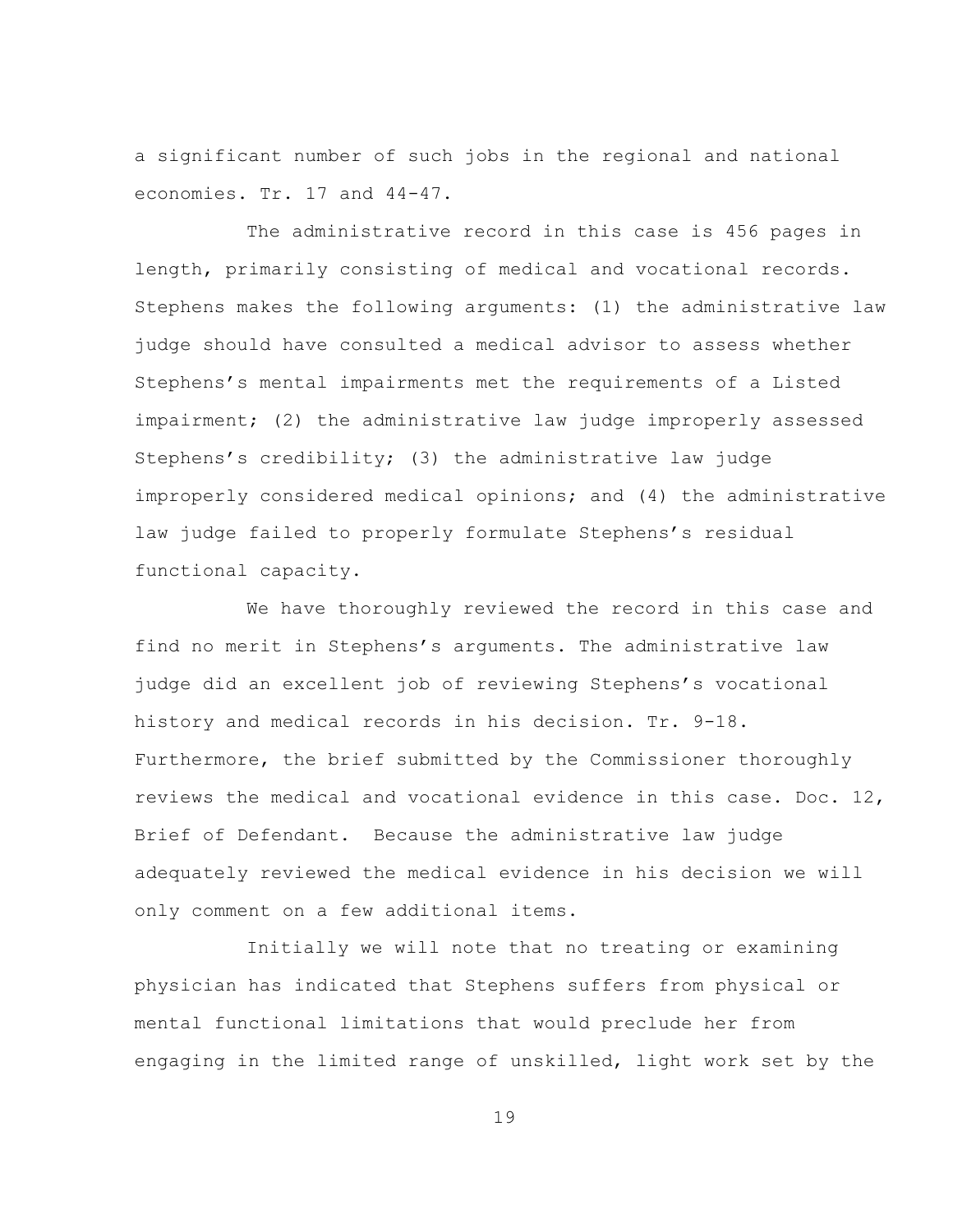a significant number of such jobs in the regional and national economies. Tr. 17 and 44-47.

The administrative record in this case is 456 pages in length, primarily consisting of medical and vocational records. Stephens makes the following arguments: (1) the administrative law judge should have consulted a medical advisor to assess whether Stephens's mental impairments met the requirements of a Listed impairment; (2) the administrative law judge improperly assessed Stephens's credibility; (3) the administrative law judge improperly considered medical opinions; and (4) the administrative law judge failed to properly formulate Stephens's residual functional capacity.

We have thoroughly reviewed the record in this case and find no merit in Stephens's arguments. The administrative law judge did an excellent job of reviewing Stephens's vocational history and medical records in his decision. Tr. 9-18. Furthermore, the brief submitted by the Commissioner thoroughly reviews the medical and vocational evidence in this case. Doc. 12, Brief of Defendant. Because the administrative law judge adequately reviewed the medical evidence in his decision we will only comment on a few additional items.

Initially we will note that no treating or examining physician has indicated that Stephens suffers from physical or mental functional limitations that would preclude her from engaging in the limited range of unskilled, light work set by the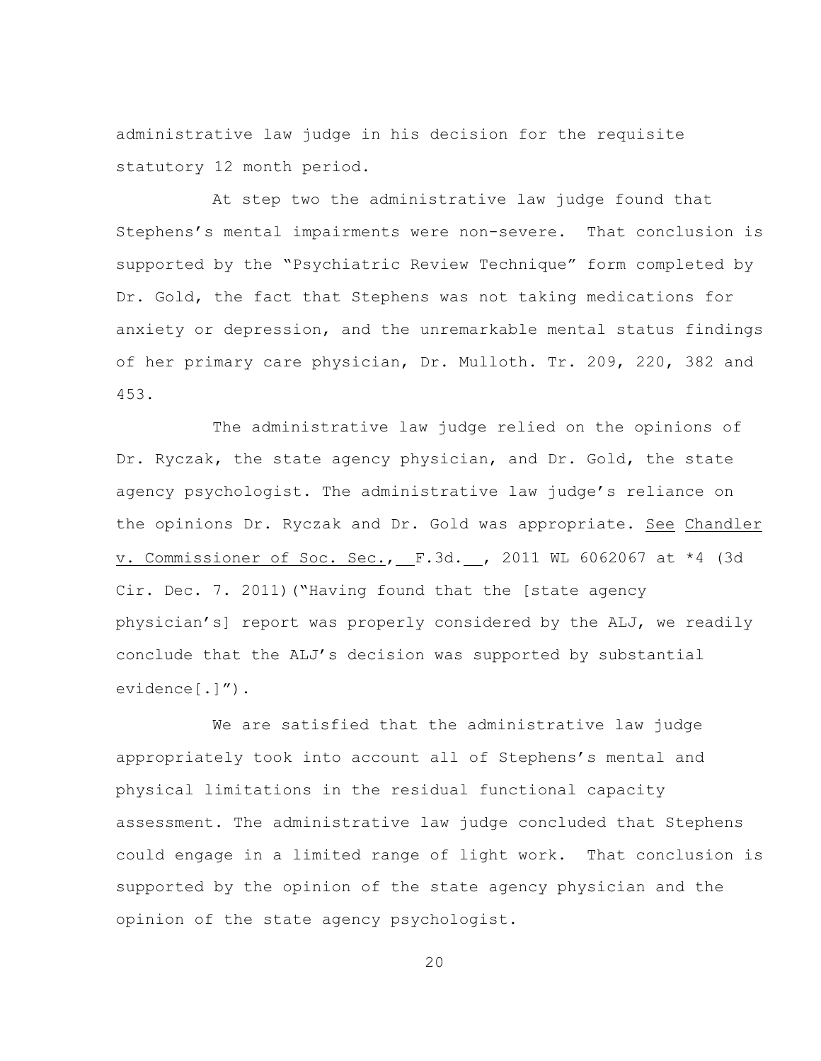administrative law judge in his decision for the requisite statutory 12 month period.

At step two the administrative law judge found that Stephens's mental impairments were non-severe. That conclusion is supported by the "Psychiatric Review Technique" form completed by Dr. Gold, the fact that Stephens was not taking medications for anxiety or depression, and the unremarkable mental status findings of her primary care physician, Dr. Mulloth. Tr. 209, 220, 382 and 453.

The administrative law judge relied on the opinions of Dr. Ryczak, the state agency physician, and Dr. Gold, the state agency psychologist. The administrative law judge's reliance on the opinions Dr. Ryczak and Dr. Gold was appropriate. See Chandler v. Commissioner of Soc. Sec., \_\_F.3d.\_\_, 2011 WL 6062067 at *4 (3d Cir. Dec. 7. 2011)("Having found that the [state agency physician's] report was properly considered by the ALJ, we readily conclude that the ALJ's decision was supported by substantial evidence[.]").

We are satisfied that the administrative law judge appropriately took into account all of Stephens's mental and physical limitations in the residual functional capacity assessment. The administrative law judge concluded that Stephens could engage in a limited range of light work. That conclusion is supported by the opinion of the state agency physician and the opinion of the state agency psychologist.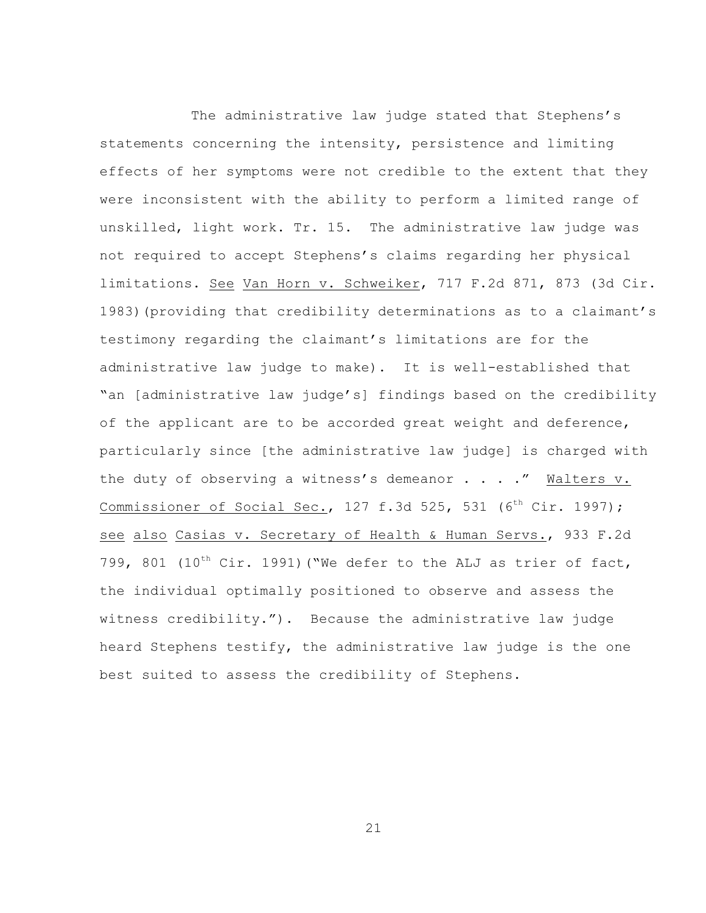The administrative law judge stated that Stephens's statements concerning the intensity, persistence and limiting effects of her symptoms were not credible to the extent that they were inconsistent with the ability to perform a limited range of unskilled, light work. Tr. 15. The administrative law judge was not required to accept Stephens's claims regarding her physical limitations. See Van Horn v. Schweiker, 717 F.2d 871, 873 (3d Cir. 1983)(providing that credibility determinations as to a claimant's testimony regarding the claimant's limitations are for the administrative law judge to make). It is well-established that "an [administrative law judge's] findings based on the credibility of the applicant are to be accorded great weight and deference, particularly since [the administrative law judge] is charged with the duty of observing a witness's demeanor . . . ." Walters v. Commissioner of Social Sec., 127 f.3d 525, 531 (6th Cir. 1997); see also Casias v. Secretary of Health & Human Servs., 933 F.2d 799, 801 (10th Cir. 1991)("We defer to the ALJ as trier of fact, the individual optimally positioned to observe and assess the witness credibility."). Because the administrative law judge heard Stephens testify, the administrative law judge is the one best suited to assess the credibility of Stephens.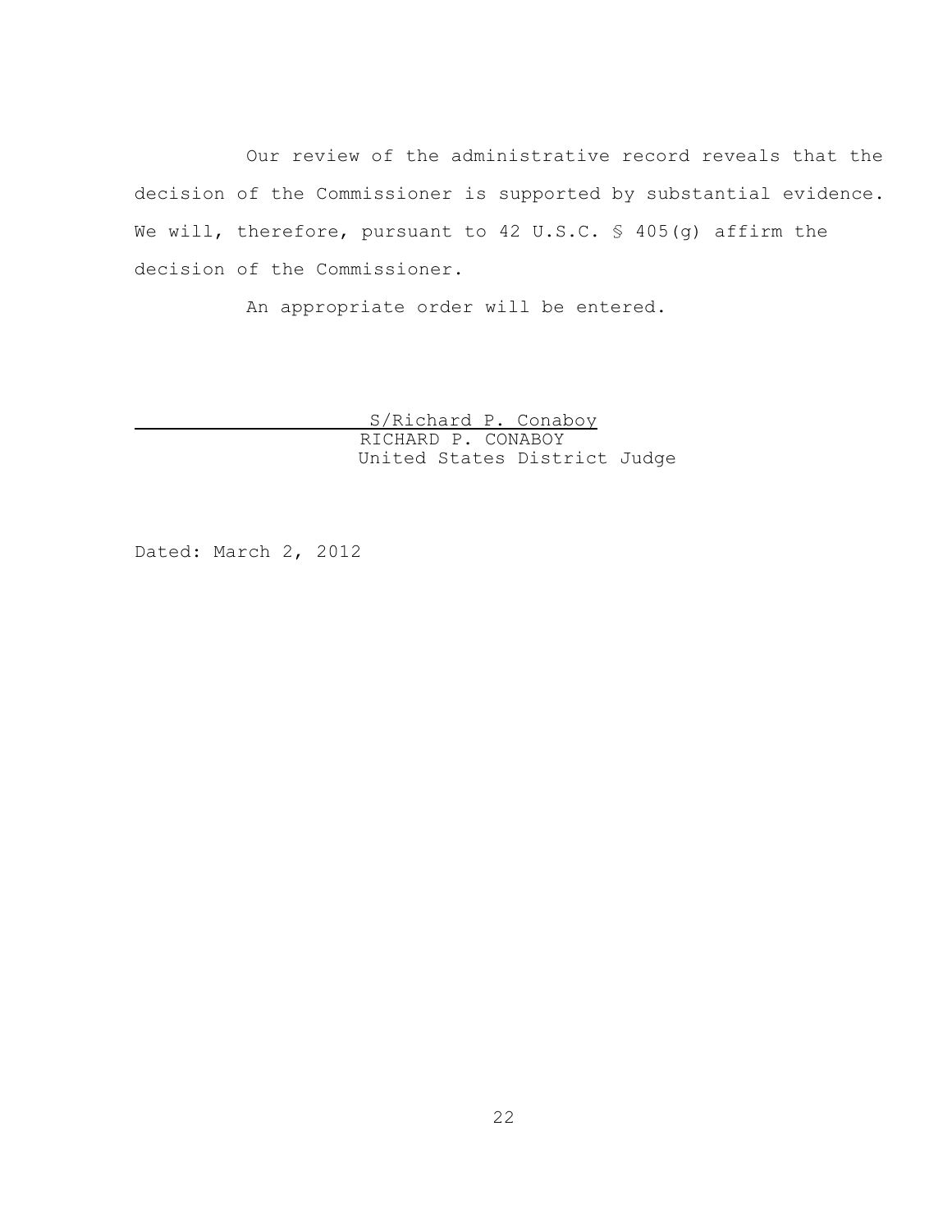Our review of the administrative record reveals that the decision of the Commissioner is supported by substantial evidence. We will, therefore, pursuant to 42 U.S.C. § 405(g) affirm the decision of the Commissioner.

An appropriate order will be entered.

S/Richard P. Conaboy
RICHARD P. CONABOY
United States District Judge

Dated: March 2, 2012